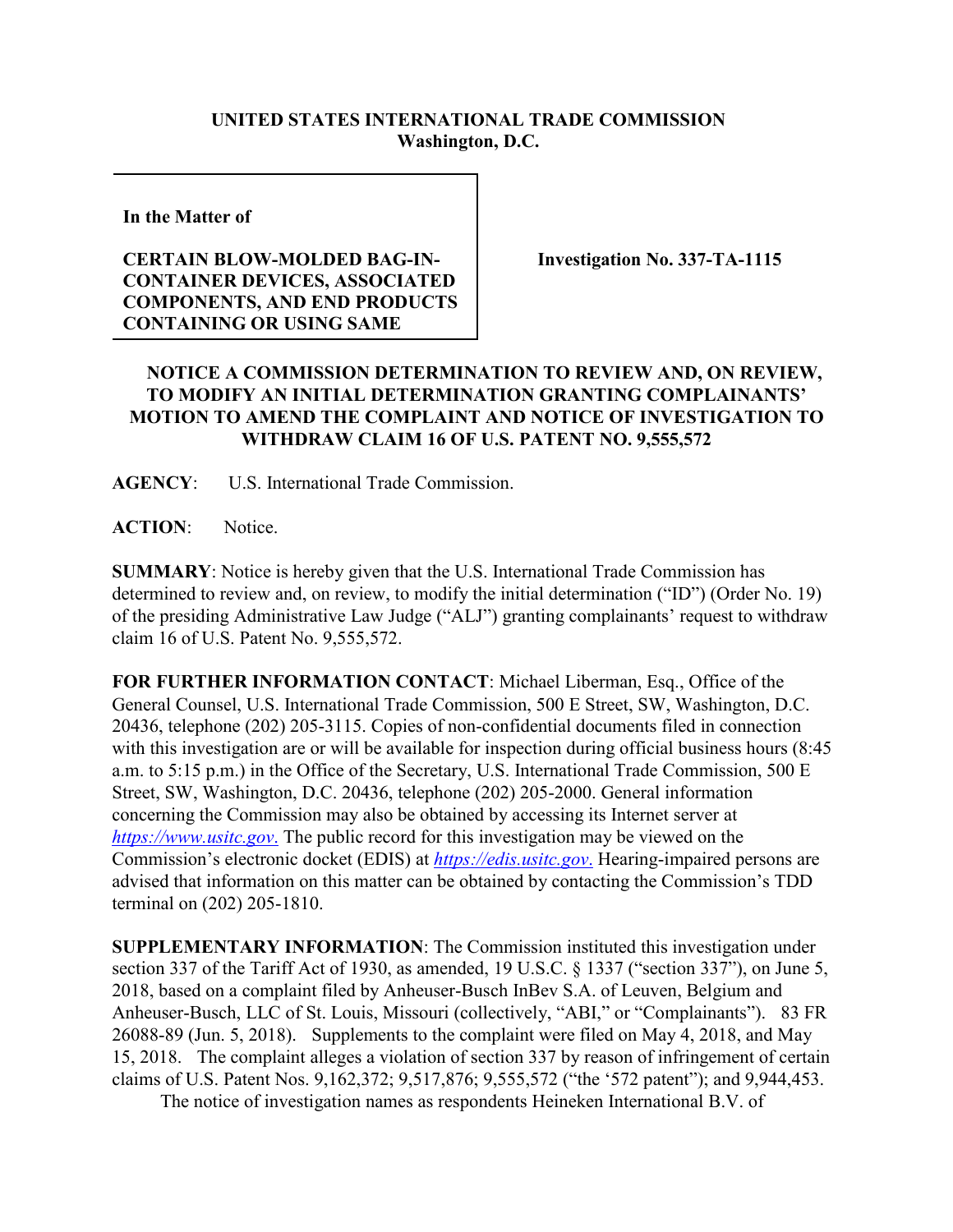**UNITED STATES INTERNATIONAL TRADE COMMISSION**
**Washington, D.C.**

| **In the Matter of** <br><br> **CERTAIN BLOW-MOLDED BAG-IN-CONTAINER DEVICES, ASSOCIATED COMPONENTS, AND END PRODUCTS CONTAINING OR USING SAME** | **Investigation No. 337-TA-1115** |
|---|---|

**NOTICE A COMMISSION DETERMINATION TO REVIEW AND, ON REVIEW, TO MODIFY AN INITIAL DETERMINATION GRANTING COMPLAINANTS' MOTION TO AMEND THE COMPLAINT AND NOTICE OF INVESTIGATION TO WITHDRAW CLAIM 16 OF U.S. PATENT NO. 9,555,572**

**AGENCY**: U.S. International Trade Commission.

**ACTION**: Notice.

**SUMMARY**: Notice is hereby given that the U.S. International Trade Commission has determined to review and, on review, to modify the initial determination ("ID") (Order No. 19) of the presiding Administrative Law Judge ("ALJ") granting complainants' request to withdraw claim 16 of U.S. Patent No. 9,555,572.

**FOR FURTHER INFORMATION CONTACT**: Michael Liberman, Esq., Office of the General Counsel, U.S. International Trade Commission, 500 E Street, SW, Washington, D.C. 20436, telephone (202) 205-3115. Copies of non-confidential documents filed in connection with this investigation are or will be available for inspection during official business hours (8:45 a.m. to 5:15 p.m.) in the Office of the Secretary, U.S. International Trade Commission, 500 E Street, SW, Washington, D.C. 20436, telephone (202) 205-2000. General information concerning the Commission may also be obtained by accessing its Internet server at *https://www.usitc.gov*. The public record for this investigation may be viewed on the Commission's electronic docket (EDIS) at *https://edis.usitc.gov*. Hearing-impaired persons are advised that information on this matter can be obtained by contacting the Commission's TDD terminal on (202) 205-1810.

**SUPPLEMENTARY INFORMATION**: The Commission instituted this investigation under section 337 of the Tariff Act of 1930, as amended, 19 U.S.C. § 1337 ("section 337"), on June 5, 2018, based on a complaint filed by Anheuser-Busch InBev S.A. of Leuven, Belgium and Anheuser-Busch, LLC of St. Louis, Missouri (collectively, "ABI," or "Complainants"). 83 FR 26088-89 (Jun. 5, 2018). Supplements to the complaint were filed on May 4, 2018, and May 15, 2018. The complaint alleges a violation of section 337 by reason of infringement of certain claims of U.S. Patent Nos. 9,162,372; 9,517,876; 9,555,572 ("the '572 patent"); and 9,944,453.

The notice of investigation names as respondents Heineken International B.V. of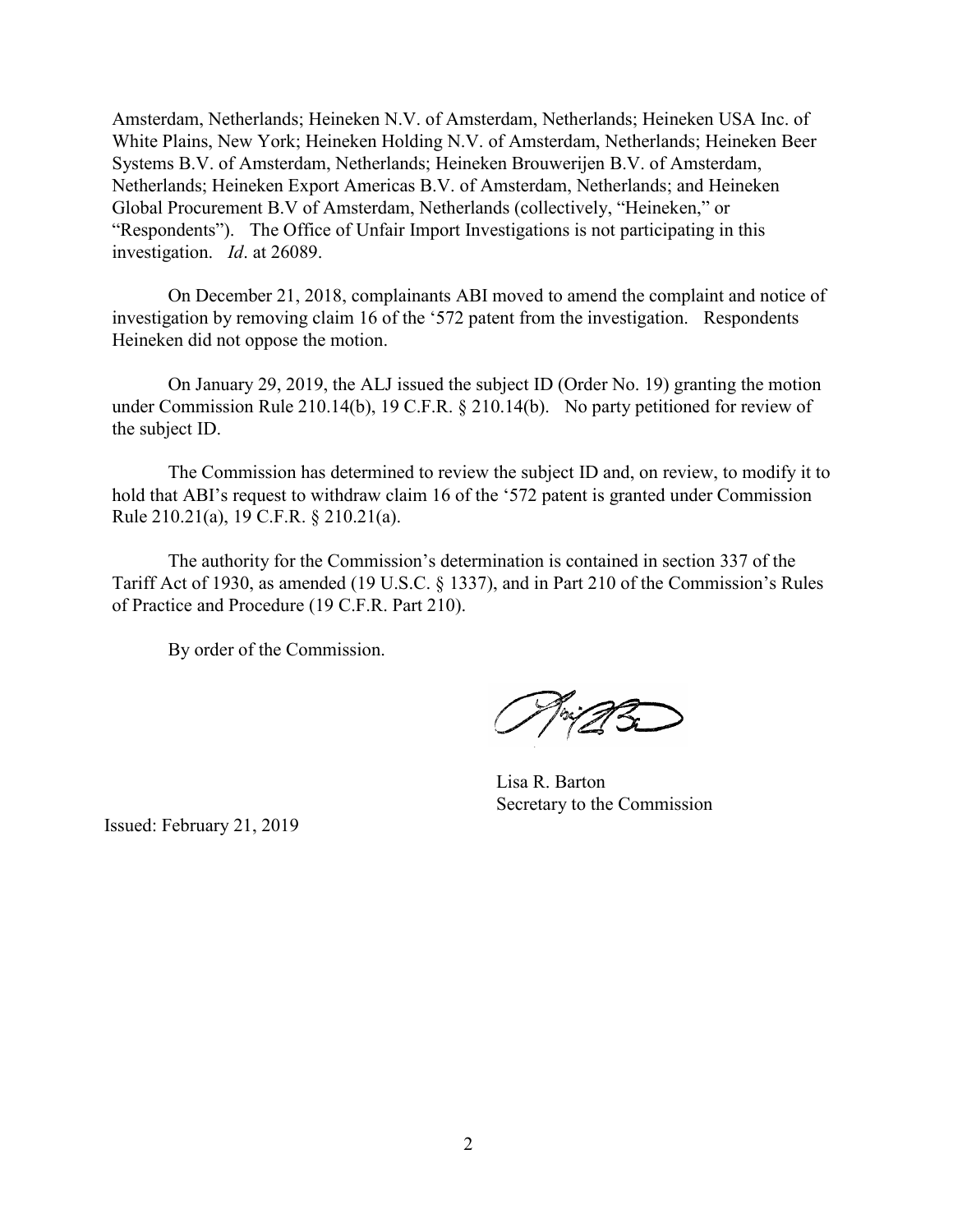Amsterdam, Netherlands; Heineken N.V. of Amsterdam, Netherlands; Heineken USA Inc. of White Plains, New York; Heineken Holding N.V. of Amsterdam, Netherlands; Heineken Beer Systems B.V. of Amsterdam, Netherlands; Heineken Brouwerijen B.V. of Amsterdam, Netherlands; Heineken Export Americas B.V. of Amsterdam, Netherlands; and Heineken Global Procurement B.V of Amsterdam, Netherlands (collectively, "Heineken," or "Respondents"). The Office of Unfair Import Investigations is not participating in this investigation. *Id*. at 26089.

On December 21, 2018, complainants ABI moved to amend the complaint and notice of investigation by removing claim 16 of the '572 patent from the investigation. Respondents Heineken did not oppose the motion.

On January 29, 2019, the ALJ issued the subject ID (Order No. 19) granting the motion under Commission Rule 210.14(b), 19 C.F.R. § 210.14(b). No party petitioned for review of the subject ID.

The Commission has determined to review the subject ID and, on review, to modify it to hold that ABI's request to withdraw claim 16 of the '572 patent is granted under Commission Rule 210.21(a), 19 C.F.R. § 210.21(a).

The authority for the Commission's determination is contained in section 337 of the Tariff Act of 1930, as amended (19 U.S.C. § 1337), and in Part 210 of the Commission's Rules of Practice and Procedure (19 C.F.R. Part 210).

By order of the Commission.

Lisa R. Barton
Secretary to the Commission

Issued: February 21, 2019